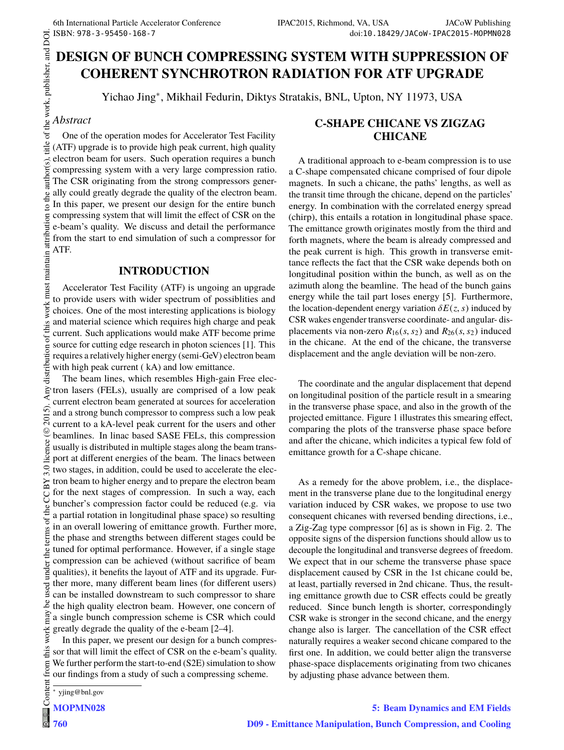# DESIGN OF BUNCH COMPRESSING SYSTEM WITH SUPPRESSION OF COHERENT SYNCHROTRON RADIATION FOR ATF UPGRADE

Yichao Jing*, Mikhail Fedurin, Diktys Stratakis, BNL, Upton, NY 11973, USA

## *Abstract*

One of the operation modes for Accelerator Test Facility (ATF) upgrade is to provide high peak current, high quality electron beam for users. Such operation requires a bunch compressing system with a very large compression ratio. The CSR originating from the strong compressors generally could greatly degrade the quality of the electron beam. In this paper, we present our design for the entire bunch compressing system that will limit the effect of CSR on the e-beam's quality. We discuss and detail the performance from the start to end simulation of such a compressor for ATF.

## INTRODUCTION

Accelerator Test Facility (ATF) is ungoing an upgrade to provide users with wider spectrum of possiblities and choices. One of the most interesting applications is biology and material science which requires high charge and peak current. Such applications would make ATF become prime source for cutting edge research in photon sciences [1]. This requires a relatively higher energy (semi-GeV) electron beam with high peak current ( kA) and low emittance.

The beam lines, which resembles High-gain Free electron lasers (FELs), usually are comprised of a low peak current electron beam generated at sources for acceleration and a strong bunch compressor to compress such a low peak current to a kA-level peak current for the users and other beamlines. In linac based SASE FELs, this compression usually is distributed in multiple stages along the beam transport at different energies of the beam. The linacs between two stages, in addition, could be used to accelerate the electron beam to higher energy and to prepare the electron beam for the next stages of compression. In such a way, each buncher's compression factor could be reduced (e.g. via a partial rotation in longitudinal phase space) so resulting in an overall lowering of emittance growth. Further more, the phase and strengths between different stages could be tuned for optimal performance. However, if a single stage compression can be achieved (without sacrifice of beam qualities), it benefits the layout of ATF and its upgrade. Further more, many different beam lines (for different users) can be installed downstream to such compressor to share the high quality electron beam. However, one concern of a single bunch compression scheme is CSR which could greatly degrade the quality of the e-beam [2–4].

In this paper, we present our design for a bunch compressor that will limit the effect of CSR on the e-beam's quality. We further perform the start-to-end (S2E) simulation to show our findings from a study of such a compressing scheme.

## C-SHAPE CHICANE VS ZIGZAG CHICANE

A traditional approach to e-beam compression is to use a C-shape compensated chicane comprised of four dipole magnets. In such a chicane, the paths' lengths, as well as the transit time through the chicane, depend on the particles' energy. In combination with the correlated energy spread (chirp), this entails a rotation in longitudinal phase space. The emittance growth originates mostly from the third and forth magnets, where the beam is already compressed and the peak current is high. This growth in transverse emittance reflects the fact that the CSR wake depends both on longitudinal position within the bunch, as well as on the azimuth along the beamline. The head of the bunch gains energy while the tail part loses energy [5]. Furthermore, the location-dependent energy variation $\delta E(z, s)$ induced by CSR wakes engender transverse coordinate- and angular- displacements via non-zero $R_{16}(s, s_2)$ and $R_{26}(s, s_2)$ induced in the chicane. At the end of the chicane, the transverse displacement and the angle deviation will be non-zero.

The coordinate and the angular displacement that depend on longitudinal position of the particle result in a smearing in the transverse phase space, and also in the growth of the projected emittance. Figure 1 illustrates this smearing effect, comparing the plots of the transverse phase space before and after the chicane, which indicites a typical few fold of emittance growth for a C-shape chicane.

As a remedy for the above problem, i.e., the displacement in the transverse plane due to the longitudinal energy variation induced by CSR wakes, we propose to use two consequent chicanes with reversed bending directions, i.e., a Zig-Zag type compressor [6] as is shown in Fig. 2. The opposite signs of the dispersion functions should allow us to decouple the longitudinal and transverse degrees of freedom. We expect that in our scheme the transverse phase space displacement caused by CSR in the 1st chicane could be, at least, partially reversed in 2nd chicane. Thus, the resulting emittance growth due to CSR effects could be greatly reduced. Since bunch length is shorter, correspondingly CSR wake is stronger in the second chicane, and the energy change also is larger. The cancellation of the CSR effect naturally requires a weaker second chicane compared to the first one. In addition, we could better align the transverse phase-space displacements originating from two chicanes by adjusting phase advance between them.

* yjing@bnl.gov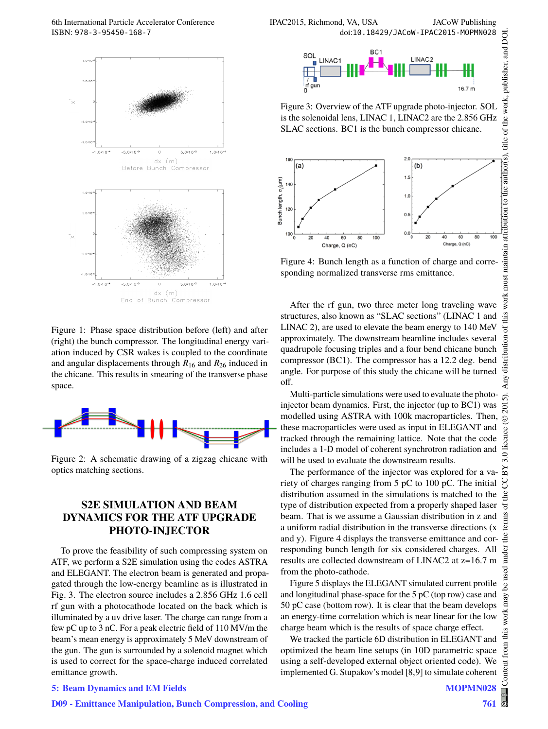Figure 1: Phase space distribution before (left) and after (right) the bunch compressor. The longitudinal energy variation induced by CSR wakes is coupled to the coordinate and angular displacements through $R_{16}$ and $R_{26}$ induced in the chicane. This results in smearing of the transverse phase space.

Figure 2: A schematic drawing of a zigzag chicane with optics matching sections.

## S2E SIMULATION AND BEAM DYNAMICS FOR THE ATF UPGRADE PHOTO-INJECTOR

To prove the feasibility of such compressing system on ATF, we perform a S2E simulation using the codes ASTRA and ELEGANT. The electron beam is generated and propagated through the low-energy beamline as is illustrated in Fig. 3. The electron source includes a 2.856 GHz 1.6 cell rf gun with a photocathode located on the back which is illuminated by a uv drive laser. The charge can range from a few pC up to 3 nC. For a peak electric field of 110 MV/m the beam's mean energy is approximately 5 MeV downstream of the gun. The gun is surrounded by a solenoid magnet which is used to correct for the space-charge induced correlated emittance growth.

Figure 3: Overview of the ATF upgrade photo-injector. SOL is the solenoidal lens, LINAC 1, LINAC2 are the 2.856 GHz SLAC sections. BC1 is the bunch compressor chicane.

Figure 4: Bunch length as a function of charge and corresponding normalized transverse rms emittance.

After the rf gun, two three meter long traveling wave structures, also known as "SLAC sections" (LINAC 1 and LINAC 2), are used to elevate the beam energy to 140 MeV approximately. The downstream beamline includes several quadrupole focusing triples and a four bend chicane bunch compressor (BC1). The compressor has a 12.2 deg. bend angle. For purpose of this study the chicane will be turned off.

Multi-particle simulations were used to evaluate the photo-injector beam dynamics. First, the injector (up to BC1) was modelled using ASTRA with 100k macroparticles. Then, these macroparticles were used as input in ELEGANT and tracked through the remaining lattice. Note that the code includes a 1-D model of coherent synchrotron radiation and will be used to evaluate the downstream results.

The performance of the injector was explored for a variety of charges ranging from 5 pC to 100 pC. The initial distribution assumed in the simulations is matched to the type of distribution expected from a properly shaped laser beam. That is we assume a Gaussian distribution in z and a uniform radial distribution in the transverse directions (x and y). Figure 4 displays the transverse emittance and corresponding bunch length for six considered charges. All results are collected downstream of LINAC2 at z=16.7 m from the photo-cathode.

Figure 5 displays the ELEGANT simulated current profile and longitudinal phase-space for the 5 pC (top row) case and 50 pC case (bottom row). It is clear that the beam develops an energy-time correlation which is near linear for the low charge beam which is the results of space charge effect.

We tracked the particle 6D distribution in ELEGANT and optimized the beam line setups (in 10D parametric space using a self-developed external object oriented code). We implemented G. Stupakov's model [8,9] to simulate coherent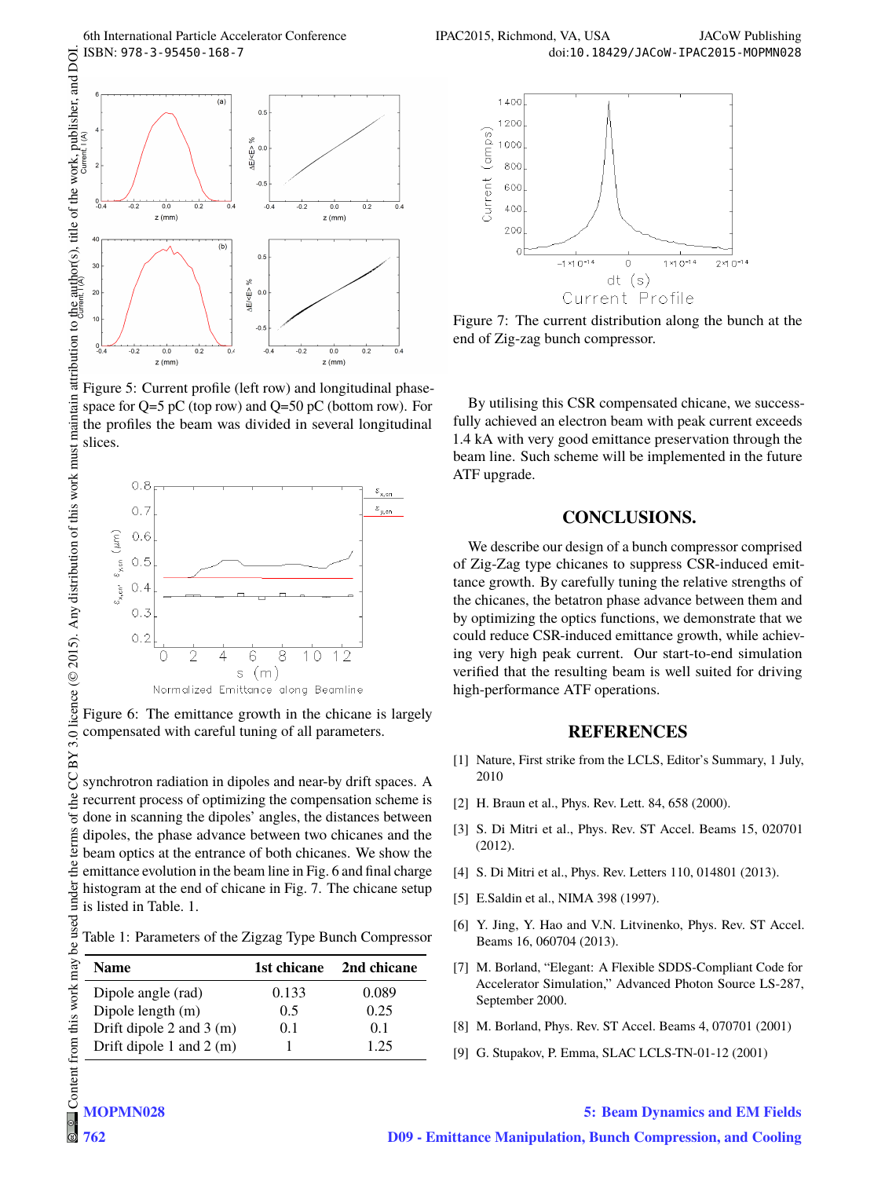(a)

Current, I (A)

6
4
2
0

-0.4 -0.2 0.0 0.2 0.4

z (mm)

ΔE/<E> %

0.5
0.0
-0.5

-0.4 -0.2 0.0 0.2 0.4

z (mm)

(b)

Current, I (A)

40
30
20
10
0

-0.4 -0.2 0.0 0.2 0.4

z (mm)

ΔE/<E> %

0.5
0.0
-0.5

-0.4 -0.2 0.0 0.2 0.4

z (mm)

Figure 5: Current profile (left row) and longitudinal phase-space for Q=5 pC (top row) and Q=50 pC (bottom row). For the profiles the beam was divided in several longitudinal slices.

$\varepsilon_{x,cn}$
$\varepsilon_{y,cn}$

$\varepsilon_{x,cn}$, $\varepsilon_{y,cn}$ ($\mu$m)

0.8
0.7
0.6
0.5
0.4
0.3
0.2

0 2 4 6 8 10 12

s (m)

Normalized Emittance along Beamline

Figure 6: The emittance growth in the chicane is largely compensated with careful tuning of all parameters.

synchrotron radiation in dipoles and near-by drift spaces. A recurrent process of optimizing the compensation scheme is done in scanning the dipoles' angles, the distances between dipoles, the phase advance between two chicanes and the beam optics at the entrance of both chicanes. We show the emittance evolution in the beam line in Fig. 6 and final charge histogram at the end of chicane in Fig. 7. The chicane setup is listed in Table. 1.

Table 1: Parameters of the Zigzag Type Bunch Compressor

| Name | 1st chicane | 2nd chicane |
|---|---|---|
| Dipole angle (rad) | 0.133 | 0.089 |
| Dipole length (m) | 0.5 | 0.25 |
| Drift dipole 2 and 3 (m) | 0.1 | 0.1 |
| Drift dipole 1 and 2 (m) | 1 | 1.25 |

Current (amps)

1400
1200
1000
800
600
400
200
0

$-1\times10^{-14}$ 0 $1\times10^{-14}$ $2\times10^{-14}$

dt (s)

Current Profile

Figure 7: The current distribution along the bunch at the end of Zig-zag bunch compressor.

By utilising this CSR compensated chicane, we successfully achieved an electron beam with peak current exceeds 1.4 kA with very good emittance preservation through the beam line. Such scheme will be implemented in the future ATF upgrade.

## CONCLUSIONS.

We describe our design of a bunch compressor comprised of Zig-Zag type chicanes to suppress CSR-induced emittance growth. By carefully tuning the relative strengths of the chicanes, the betatron phase advance between them and by optimizing the optics functions, we demonstrate that we could reduce CSR-induced emittance growth, while achieving very high peak current. Our start-to-end simulation verified that the resulting beam is well suited for driving high-performance ATF operations.

## REFERENCES

[1] Nature, First strike from the LCLS, Editor's Summary, 1 July, 2010

[2] H. Braun et al., Phys. Rev. Lett. 84, 658 (2000).

[3] S. Di Mitri et al., Phys. Rev. ST Accel. Beams 15, 020701 (2012).

[4] S. Di Mitri et al., Phys. Rev. Letters 110, 014801 (2013).

[5] E.Saldin et al., NIMA 398 (1997).

[6] Y. Jing, Y. Hao and V.N. Litvinenko, Phys. Rev. ST Accel. Beams 16, 060704 (2013).

[7] M. Borland, "Elegant: A Flexible SDDS-Compliant Code for Accelerator Simulation," Advanced Photon Source LS-287, September 2000.

[8] M. Borland, Phys. Rev. ST Accel. Beams 4, 070701 (2001)

[9] G. Stupakov, P. Emma, SLAC LCLS-TN-01-12 (2001)